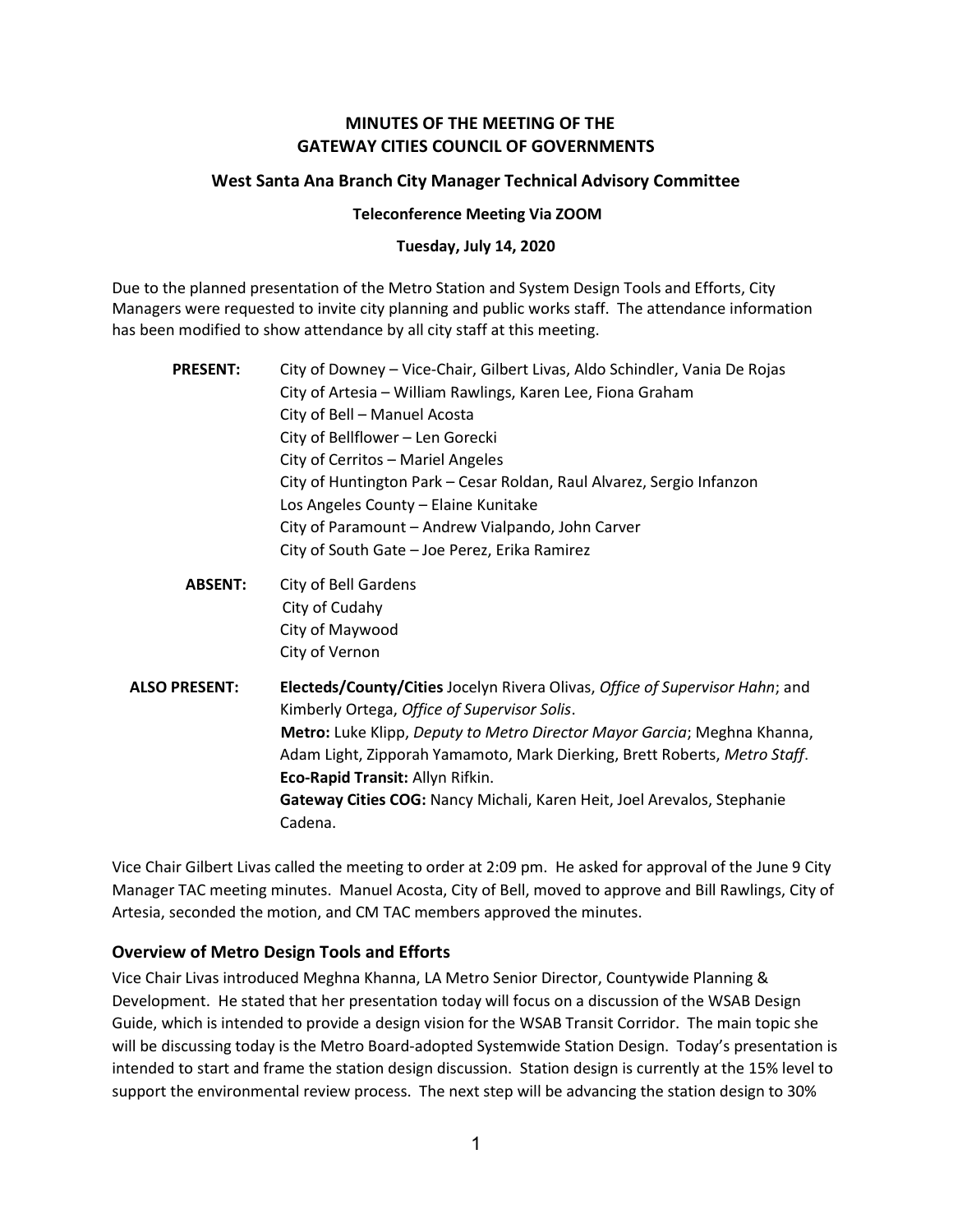# MINUTES OF THE MEETING OF THE GATEWAY CITIES COUNCIL OF GOVERNMENTS

## West Santa Ana Branch City Manager Technical Advisory Committee

**Teleconference Meeting Via ZOOM**

**Tuesday, July 14, 2020**

Due to the planned presentation of the Metro Station and System Design Tools and Efforts, City Managers were requested to invite city planning and public works staff. The attendance information has been modified to show attendance by all city staff at this meeting.

**PRESENT:**
City of Downey – Vice-Chair, Gilbert Livas, Aldo Schindler, Vania De Rojas
City of Artesia – William Rawlings, Karen Lee, Fiona Graham
City of Bell – Manuel Acosta
City of Bellflower – Len Gorecki
City of Cerritos – Mariel Angeles
City of Huntington Park – Cesar Roldan, Raul Alvarez, Sergio Infanzon
Los Angeles County – Elaine Kunitake
City of Paramount – Andrew Vialpando, John Carver
City of South Gate – Joe Perez, Erika Ramirez

**ABSENT:**
City of Bell Gardens
City of Cudahy
City of Maywood
City of Vernon

**ALSO PRESENT:**
**Electeds/County/Cities** Jocelyn Rivera Olivas, *Office of Supervisor Hahn*; and Kimberly Ortega, *Office of Supervisor Solis*.
**Metro:** Luke Klipp, *Deputy to Metro Director Mayor Garcia*; Meghna Khanna, Adam Light, Zipporah Yamamoto, Mark Dierking, Brett Roberts, *Metro Staff*.
**Eco-Rapid Transit:** Allyn Rifkin.
**Gateway Cities COG:** Nancy Michali, Karen Heit, Joel Arevalos, Stephanie Cadena.

Vice Chair Gilbert Livas called the meeting to order at 2:09 pm. He asked for approval of the June 9 City Manager TAC meeting minutes. Manuel Acosta, City of Bell, moved to approve and Bill Rawlings, City of Artesia, seconded the motion, and CM TAC members approved the minutes.

### Overview of Metro Design Tools and Efforts

Vice Chair Livas introduced Meghna Khanna, LA Metro Senior Director, Countywide Planning & Development. He stated that her presentation today will focus on a discussion of the WSAB Design Guide, which is intended to provide a design vision for the WSAB Transit Corridor. The main topic she will be discussing today is the Metro Board-adopted Systemwide Station Design. Today's presentation is intended to start and frame the station design discussion. Station design is currently at the 15% level to support the environmental review process. The next step will be advancing the station design to 30%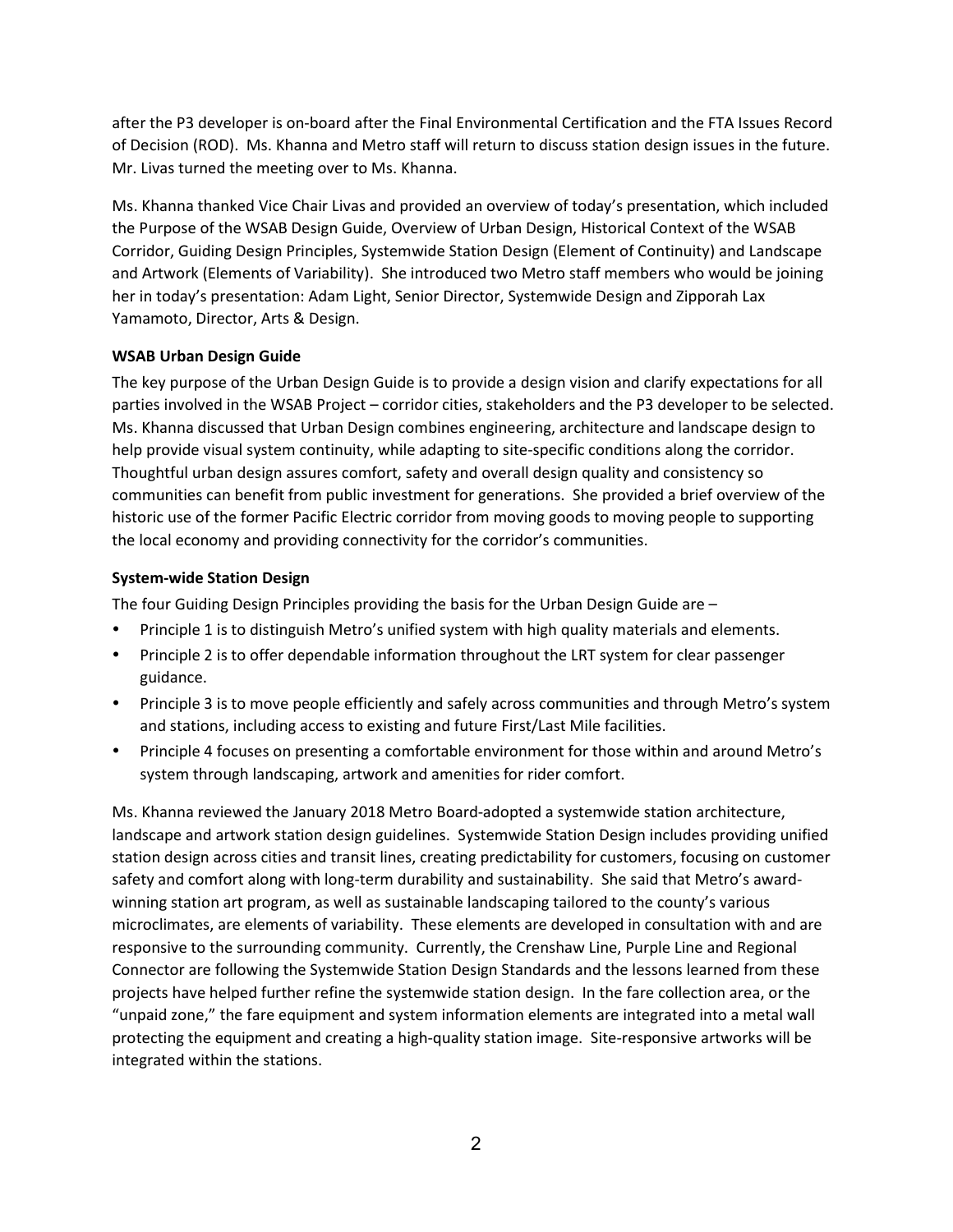after the P3 developer is on-board after the Final Environmental Certification and the FTA Issues Record of Decision (ROD). Ms. Khanna and Metro staff will return to discuss station design issues in the future. Mr. Livas turned the meeting over to Ms. Khanna.

Ms. Khanna thanked Vice Chair Livas and provided an overview of today's presentation, which included the Purpose of the WSAB Design Guide, Overview of Urban Design, Historical Context of the WSAB Corridor, Guiding Design Principles, Systemwide Station Design (Element of Continuity) and Landscape and Artwork (Elements of Variability). She introduced two Metro staff members who would be joining her in today's presentation: Adam Light, Senior Director, Systemwide Design and Zipporah Lax Yamamoto, Director, Arts & Design.

**WSAB Urban Design Guide**

The key purpose of the Urban Design Guide is to provide a design vision and clarify expectations for all parties involved in the WSAB Project – corridor cities, stakeholders and the P3 developer to be selected. Ms. Khanna discussed that Urban Design combines engineering, architecture and landscape design to help provide visual system continuity, while adapting to site-specific conditions along the corridor. Thoughtful urban design assures comfort, safety and overall design quality and consistency so communities can benefit from public investment for generations. She provided a brief overview of the historic use of the former Pacific Electric corridor from moving goods to moving people to supporting the local economy and providing connectivity for the corridor's communities.

**System-wide Station Design**

The four Guiding Design Principles providing the basis for the Urban Design Guide are –

- Principle 1 is to distinguish Metro's unified system with high quality materials and elements.
- Principle 2 is to offer dependable information throughout the LRT system for clear passenger guidance.
- Principle 3 is to move people efficiently and safely across communities and through Metro's system and stations, including access to existing and future First/Last Mile facilities.
- Principle 4 focuses on presenting a comfortable environment for those within and around Metro's system through landscaping, artwork and amenities for rider comfort.

Ms. Khanna reviewed the January 2018 Metro Board-adopted a systemwide station architecture, landscape and artwork station design guidelines. Systemwide Station Design includes providing unified station design across cities and transit lines, creating predictability for customers, focusing on customer safety and comfort along with long-term durability and sustainability. She said that Metro's award-winning station art program, as well as sustainable landscaping tailored to the county's various microclimates, are elements of variability. These elements are developed in consultation with and are responsive to the surrounding community. Currently, the Crenshaw Line, Purple Line and Regional Connector are following the Systemwide Station Design Standards and the lessons learned from these projects have helped further refine the systemwide station design. In the fare collection area, or the "unpaid zone," the fare equipment and system information elements are integrated into a metal wall protecting the equipment and creating a high-quality station image. Site-responsive artworks will be integrated within the stations.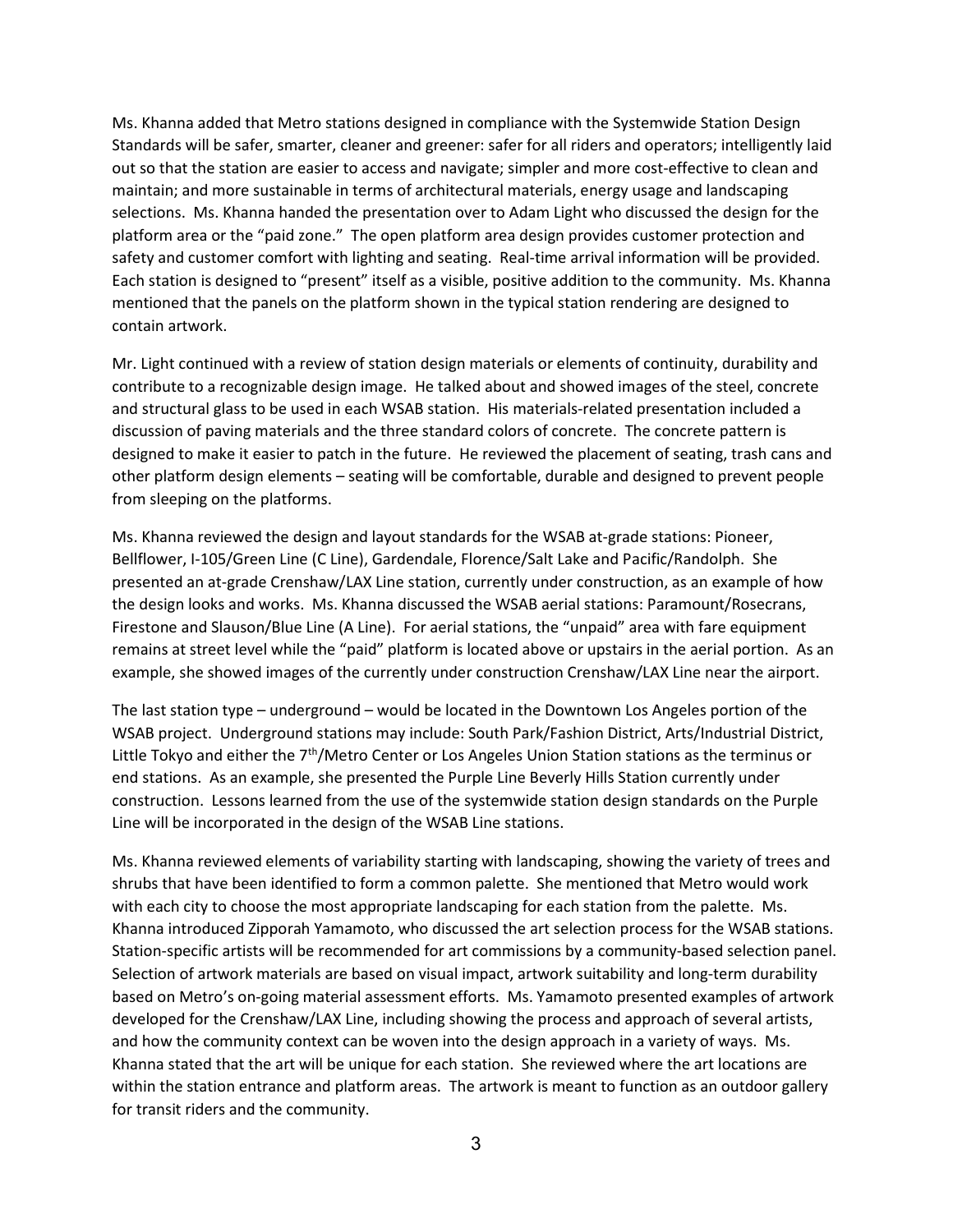Ms. Khanna added that Metro stations designed in compliance with the Systemwide Station Design Standards will be safer, smarter, cleaner and greener: safer for all riders and operators; intelligently laid out so that the station are easier to access and navigate; simpler and more cost-effective to clean and maintain; and more sustainable in terms of architectural materials, energy usage and landscaping selections. Ms. Khanna handed the presentation over to Adam Light who discussed the design for the platform area or the "paid zone." The open platform area design provides customer protection and safety and customer comfort with lighting and seating. Real-time arrival information will be provided. Each station is designed to "present" itself as a visible, positive addition to the community. Ms. Khanna mentioned that the panels on the platform shown in the typical station rendering are designed to contain artwork.

Mr. Light continued with a review of station design materials or elements of continuity, durability and contribute to a recognizable design image. He talked about and showed images of the steel, concrete and structural glass to be used in each WSAB station. His materials-related presentation included a discussion of paving materials and the three standard colors of concrete. The concrete pattern is designed to make it easier to patch in the future. He reviewed the placement of seating, trash cans and other platform design elements – seating will be comfortable, durable and designed to prevent people from sleeping on the platforms.

Ms. Khanna reviewed the design and layout standards for the WSAB at-grade stations: Pioneer, Bellflower, I-105/Green Line (C Line), Gardendale, Florence/Salt Lake and Pacific/Randolph. She presented an at-grade Crenshaw/LAX Line station, currently under construction, as an example of how the design looks and works. Ms. Khanna discussed the WSAB aerial stations: Paramount/Rosecrans, Firestone and Slauson/Blue Line (A Line). For aerial stations, the "unpaid" area with fare equipment remains at street level while the "paid" platform is located above or upstairs in the aerial portion. As an example, she showed images of the currently under construction Crenshaw/LAX Line near the airport.

The last station type – underground – would be located in the Downtown Los Angeles portion of the WSAB project. Underground stations may include: South Park/Fashion District, Arts/Industrial District, Little Tokyo and either the 7th/Metro Center or Los Angeles Union Station stations as the terminus or end stations. As an example, she presented the Purple Line Beverly Hills Station currently under construction. Lessons learned from the use of the systemwide station design standards on the Purple Line will be incorporated in the design of the WSAB Line stations.

Ms. Khanna reviewed elements of variability starting with landscaping, showing the variety of trees and shrubs that have been identified to form a common palette. She mentioned that Metro would work with each city to choose the most appropriate landscaping for each station from the palette. Ms. Khanna introduced Zipporah Yamamoto, who discussed the art selection process for the WSAB stations. Station-specific artists will be recommended for art commissions by a community-based selection panel. Selection of artwork materials are based on visual impact, artwork suitability and long-term durability based on Metro's on-going material assessment efforts. Ms. Yamamoto presented examples of artwork developed for the Crenshaw/LAX Line, including showing the process and approach of several artists, and how the community context can be woven into the design approach in a variety of ways. Ms. Khanna stated that the art will be unique for each station. She reviewed where the art locations are within the station entrance and platform areas. The artwork is meant to function as an outdoor gallery for transit riders and the community.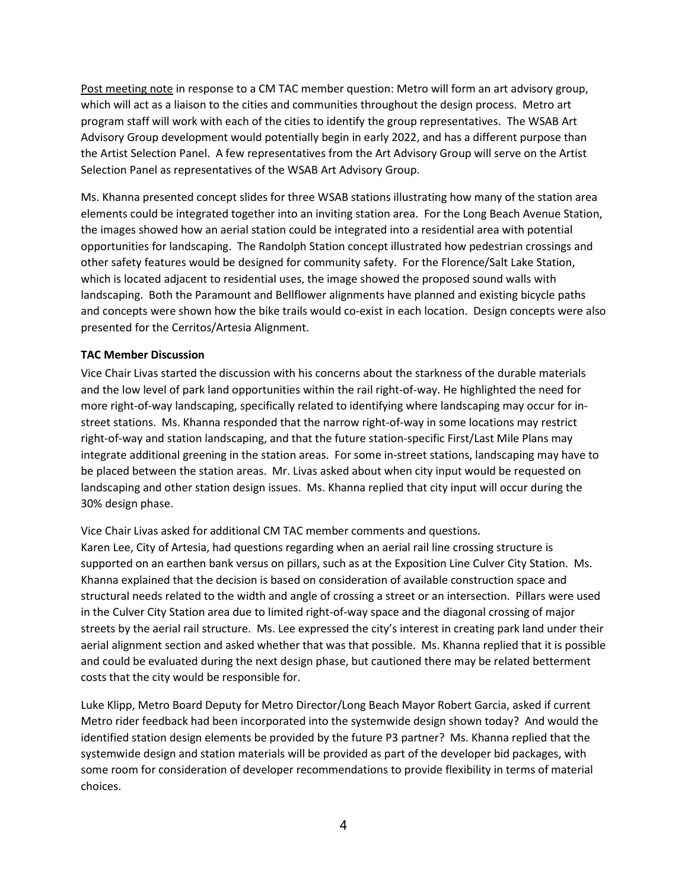<u>Post meeting note</u> in response to a CM TAC member question: Metro will form an art advisory group, which will act as a liaison to the cities and communities throughout the design process. Metro art program staff will work with each of the cities to identify the group representatives. The WSAB Art Advisory Group development would potentially begin in early 2022, and has a different purpose than the Artist Selection Panel. A few representatives from the Art Advisory Group will serve on the Artist Selection Panel as representatives of the WSAB Art Advisory Group.

Ms. Khanna presented concept slides for three WSAB stations illustrating how many of the station area elements could be integrated together into an inviting station area. For the Long Beach Avenue Station, the images showed how an aerial station could be integrated into a residential area with potential opportunities for landscaping. The Randolph Station concept illustrated how pedestrian crossings and other safety features would be designed for community safety. For the Florence/Salt Lake Station, which is located adjacent to residential uses, the image showed the proposed sound walls with landscaping. Both the Paramount and Bellflower alignments have planned and existing bicycle paths and concepts were shown how the bike trails would co-exist in each location. Design concepts were also presented for the Cerritos/Artesia Alignment.

**TAC Member Discussion**

Vice Chair Livas started the discussion with his concerns about the starkness of the durable materials and the low level of park land opportunities within the rail right-of-way. He highlighted the need for more right-of-way landscaping, specifically related to identifying where landscaping may occur for in-street stations. Ms. Khanna responded that the narrow right-of-way in some locations may restrict right-of-way and station landscaping, and that the future station-specific First/Last Mile Plans may integrate additional greening in the station areas. For some in-street stations, landscaping may have to be placed between the station areas. Mr. Livas asked about when city input would be requested on landscaping and other station design issues. Ms. Khanna replied that city input will occur during the 30% design phase.

Vice Chair Livas asked for additional CM TAC member comments and questions.
Karen Lee, City of Artesia, had questions regarding when an aerial rail line crossing structure is supported on an earthen bank versus on pillars, such as at the Exposition Line Culver City Station. Ms. Khanna explained that the decision is based on consideration of available construction space and structural needs related to the width and angle of crossing a street or an intersection. Pillars were used in the Culver City Station area due to limited right-of-way space and the diagonal crossing of major streets by the aerial rail structure. Ms. Lee expressed the city's interest in creating park land under their aerial alignment section and asked whether that was that possible. Ms. Khanna replied that it is possible and could be evaluated during the next design phase, but cautioned there may be related betterment costs that the city would be responsible for.

Luke Klipp, Metro Board Deputy for Metro Director/Long Beach Mayor Robert Garcia, asked if current Metro rider feedback had been incorporated into the systemwide design shown today? And would the identified station design elements be provided by the future P3 partner? Ms. Khanna replied that the systemwide design and station materials will be provided as part of the developer bid packages, with some room for consideration of developer recommendations to provide flexibility in terms of material choices.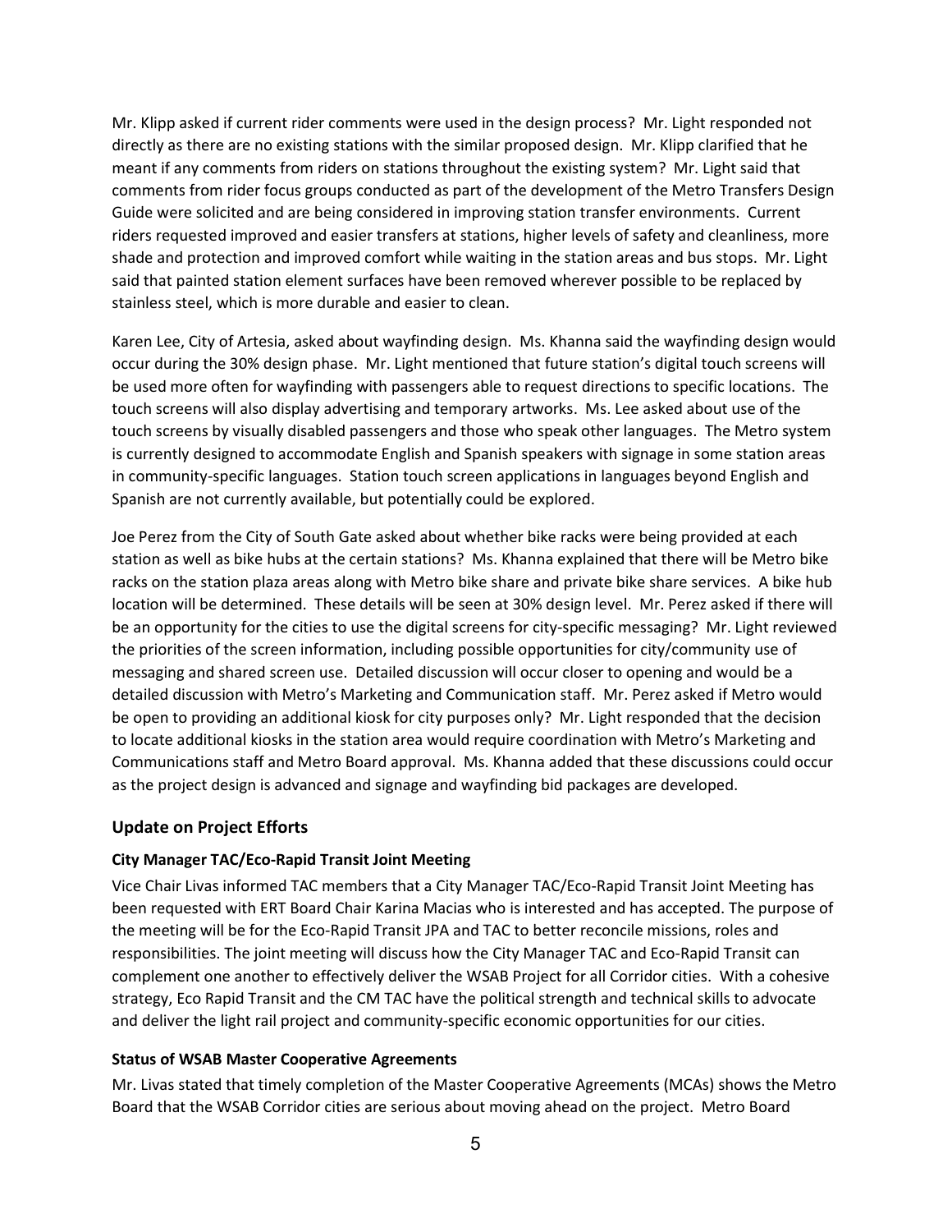Mr. Klipp asked if current rider comments were used in the design process? Mr. Light responded not directly as there are no existing stations with the similar proposed design. Mr. Klipp clarified that he meant if any comments from riders on stations throughout the existing system? Mr. Light said that comments from rider focus groups conducted as part of the development of the Metro Transfers Design Guide were solicited and are being considered in improving station transfer environments. Current riders requested improved and easier transfers at stations, higher levels of safety and cleanliness, more shade and protection and improved comfort while waiting in the station areas and bus stops. Mr. Light said that painted station element surfaces have been removed wherever possible to be replaced by stainless steel, which is more durable and easier to clean.

Karen Lee, City of Artesia, asked about wayfinding design. Ms. Khanna said the wayfinding design would occur during the 30% design phase. Mr. Light mentioned that future station's digital touch screens will be used more often for wayfinding with passengers able to request directions to specific locations. The touch screens will also display advertising and temporary artworks. Ms. Lee asked about use of the touch screens by visually disabled passengers and those who speak other languages. The Metro system is currently designed to accommodate English and Spanish speakers with signage in some station areas in community-specific languages. Station touch screen applications in languages beyond English and Spanish are not currently available, but potentially could be explored.

Joe Perez from the City of South Gate asked about whether bike racks were being provided at each station as well as bike hubs at the certain stations? Ms. Khanna explained that there will be Metro bike racks on the station plaza areas along with Metro bike share and private bike share services. A bike hub location will be determined. These details will be seen at 30% design level. Mr. Perez asked if there will be an opportunity for the cities to use the digital screens for city-specific messaging? Mr. Light reviewed the priorities of the screen information, including possible opportunities for city/community use of messaging and shared screen use. Detailed discussion will occur closer to opening and would be a detailed discussion with Metro's Marketing and Communication staff. Mr. Perez asked if Metro would be open to providing an additional kiosk for city purposes only? Mr. Light responded that the decision to locate additional kiosks in the station area would require coordination with Metro's Marketing and Communications staff and Metro Board approval. Ms. Khanna added that these discussions could occur as the project design is advanced and signage and wayfinding bid packages are developed.

## Update on Project Efforts

### City Manager TAC/Eco-Rapid Transit Joint Meeting

Vice Chair Livas informed TAC members that a City Manager TAC/Eco-Rapid Transit Joint Meeting has been requested with ERT Board Chair Karina Macias who is interested and has accepted. The purpose of the meeting will be for the Eco-Rapid Transit JPA and TAC to better reconcile missions, roles and responsibilities. The joint meeting will discuss how the City Manager TAC and Eco-Rapid Transit can complement one another to effectively deliver the WSAB Project for all Corridor cities. With a cohesive strategy, Eco Rapid Transit and the CM TAC have the political strength and technical skills to advocate and deliver the light rail project and community-specific economic opportunities for our cities.

### Status of WSAB Master Cooperative Agreements

Mr. Livas stated that timely completion of the Master Cooperative Agreements (MCAs) shows the Metro Board that the WSAB Corridor cities are serious about moving ahead on the project. Metro Board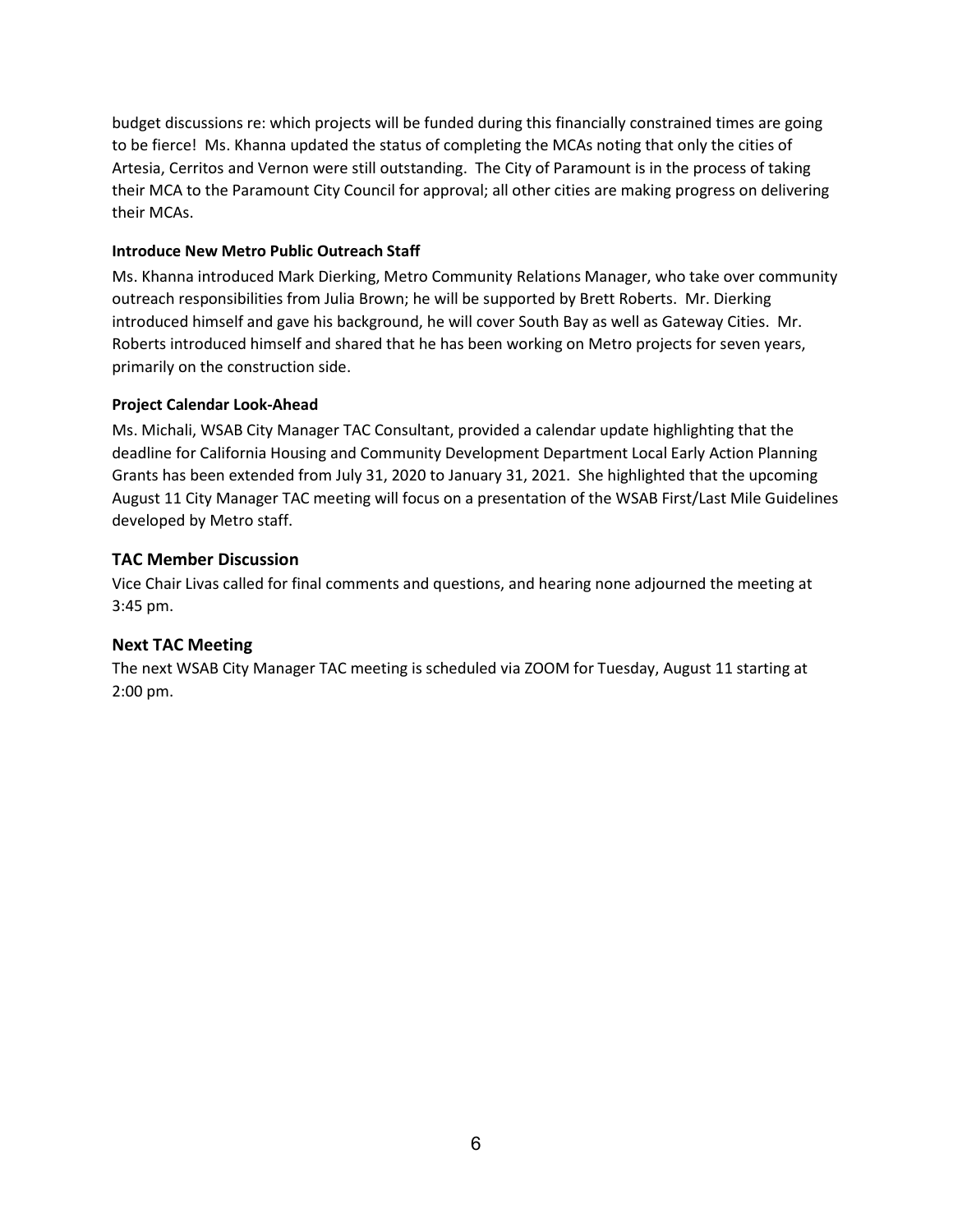budget discussions re: which projects will be funded during this financially constrained times are going to be fierce! Ms. Khanna updated the status of completing the MCAs noting that only the cities of Artesia, Cerritos and Vernon were still outstanding. The City of Paramount is in the process of taking their MCA to the Paramount City Council for approval; all other cities are making progress on delivering their MCAs.

**Introduce New Metro Public Outreach Staff**

Ms. Khanna introduced Mark Dierking, Metro Community Relations Manager, who take over community outreach responsibilities from Julia Brown; he will be supported by Brett Roberts. Mr. Dierking introduced himself and gave his background, he will cover South Bay as well as Gateway Cities. Mr. Roberts introduced himself and shared that he has been working on Metro projects for seven years, primarily on the construction side.

**Project Calendar Look-Ahead**

Ms. Michali, WSAB City Manager TAC Consultant, provided a calendar update highlighting that the deadline for California Housing and Community Development Department Local Early Action Planning Grants has been extended from July 31, 2020 to January 31, 2021. She highlighted that the upcoming August 11 City Manager TAC meeting will focus on a presentation of the WSAB First/Last Mile Guidelines developed by Metro staff.

## TAC Member Discussion

Vice Chair Livas called for final comments and questions, and hearing none adjourned the meeting at 3:45 pm.

## Next TAC Meeting

The next WSAB City Manager TAC meeting is scheduled via ZOOM for Tuesday, August 11 starting at 2:00 pm.